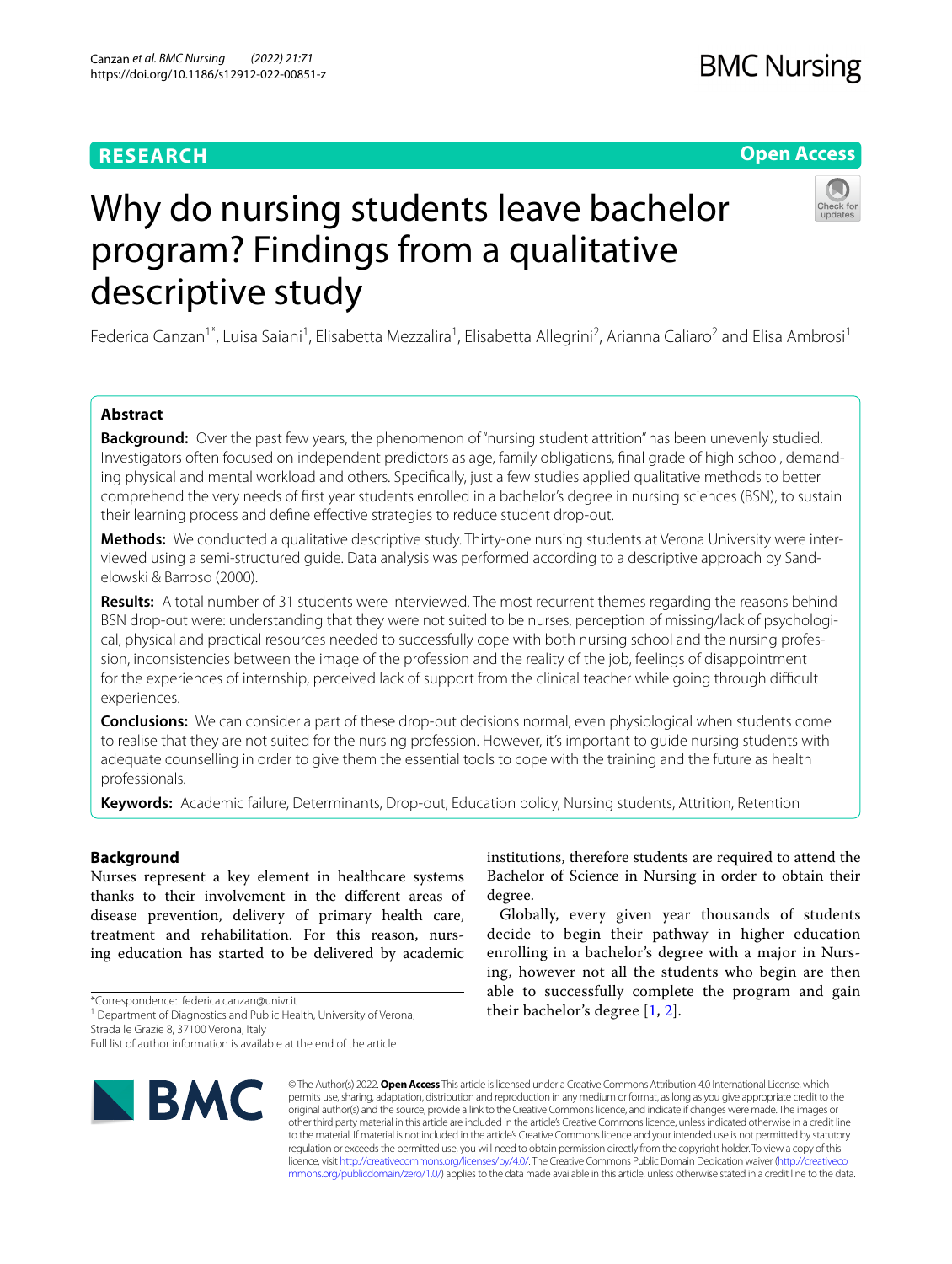# Why do nursing students leave bachelor program? Findings from a qualitative descriptive study

Federica Canzan[1*], Luisa Saiani[1], Elisabetta Mezzalira[1], Elisabetta Allegrini[2], Arianna Caliaro[2] and Elisa Ambrosi[1]

## Abstract

**Background:** Over the past few years, the phenomenon of "nursing student attrition" has been unevenly studied. Investigators often focused on independent predictors as age, family obligations, final grade of high school, demanding physical and mental workload and others. Specifically, just a few studies applied qualitative methods to better comprehend the very needs of first year students enrolled in a bachelor's degree in nursing sciences (BSN), to sustain their learning process and define effective strategies to reduce student drop-out.

**Methods:** We conducted a qualitative descriptive study. Thirty-one nursing students at Verona University were interviewed using a semi-structured guide. Data analysis was performed according to a descriptive approach by Sandelowski & Barroso (2000).

**Results:** A total number of 31 students were interviewed. The most recurrent themes regarding the reasons behind BSN drop-out were: understanding that they were not suited to be nurses, perception of missing/lack of psychological, physical and practical resources needed to successfully cope with both nursing school and the nursing profession, inconsistencies between the image of the profession and the reality of the job, feelings of disappointment for the experiences of internship, perceived lack of support from the clinical teacher while going through difficult experiences.

**Conclusions:** We can consider a part of these drop-out decisions normal, even physiological when students come to realise that they are not suited for the nursing profession. However, it's important to guide nursing students with adequate counselling in order to give them the essential tools to cope with the training and the future as health professionals.

**Keywords:** Academic failure, Determinants, Drop-out, Education policy, Nursing students, Attrition, Retention

## Background

Nurses represent a key element in healthcare systems thanks to their involvement in the different areas of disease prevention, delivery of primary health care, treatment and rehabilitation. For this reason, nursing education has started to be delivered by academic institutions, therefore students are required to attend the Bachelor of Science in Nursing in order to obtain their degree.

Globally, every given year thousands of students decide to begin their pathway in higher education enrolling in a bachelor's degree with a major in Nursing, however not all the students who begin are then able to successfully complete the program and gain their bachelor's degree [1, 2].

*Correspondence: federica.canzan@univr.it

[1] Department of Diagnostics and Public Health, University of Verona, Strada le Grazie 8, 37100 Verona, Italy

Full list of author information is available at the end of the article

© The Author(s) 2022. **Open Access** This article is licensed under a Creative Commons Attribution 4.0 International License, which permits use, sharing, adaptation, distribution and reproduction in any medium or format, as long as you give appropriate credit to the original author(s) and the source, provide a link to the Creative Commons licence, and indicate if changes were made. The images or other third party material in this article are included in the article's Creative Commons licence, unless indicated otherwise in a credit line to the material. If material is not included in the article's Creative Commons licence and your intended use is not permitted by statutory regulation or exceeds the permitted use, you will need to obtain permission directly from the copyright holder. To view a copy of this licence, visit http://creativecommons.org/licenses/by/4.0/. The Creative Commons Public Domain Dedication waiver (http://creativecommons.org/publicdomain/zero/1.0/) applies to the data made available in this article, unless otherwise stated in a credit line to the data.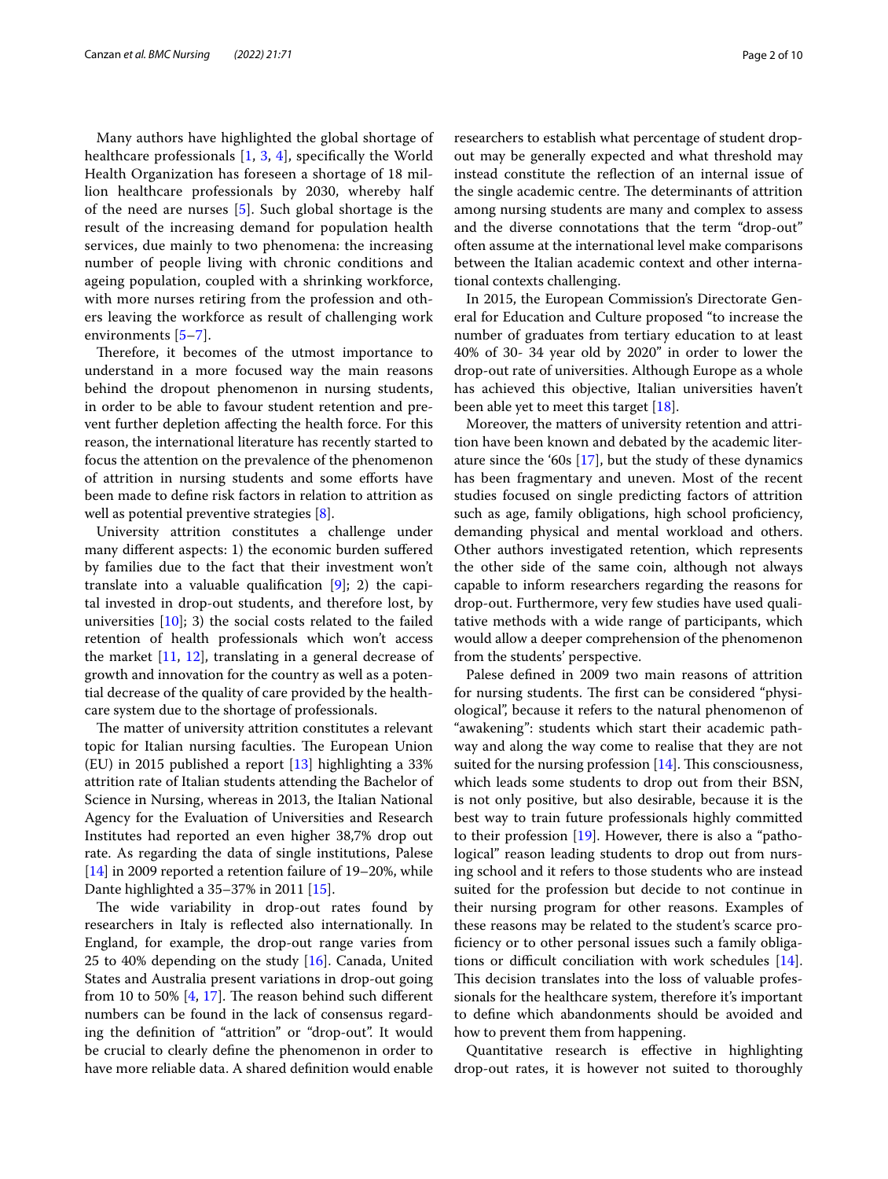Many authors have highlighted the global shortage of healthcare professionals [1, 3, 4], specifically the World Health Organization has foreseen a shortage of 18 million healthcare professionals by 2030, whereby half of the need are nurses [5]. Such global shortage is the result of the increasing demand for population health services, due mainly to two phenomena: the increasing number of people living with chronic conditions and ageing population, coupled with a shrinking workforce, with more nurses retiring from the profession and others leaving the workforce as result of challenging work environments [5–7].

Therefore, it becomes of the utmost importance to understand in a more focused way the main reasons behind the dropout phenomenon in nursing students, in order to be able to favour student retention and prevent further depletion affecting the health force. For this reason, the international literature has recently started to focus the attention on the prevalence of the phenomenon of attrition in nursing students and some efforts have been made to define risk factors in relation to attrition as well as potential preventive strategies [8].

University attrition constitutes a challenge under many different aspects: 1) the economic burden suffered by families due to the fact that their investment won't translate into a valuable qualification [9]; 2) the capital invested in drop-out students, and therefore lost, by universities [10]; 3) the social costs related to the failed retention of health professionals which won't access the market [11, 12], translating in a general decrease of growth and innovation for the country as well as a potential decrease of the quality of care provided by the healthcare system due to the shortage of professionals.

The matter of university attrition constitutes a relevant topic for Italian nursing faculties. The European Union (EU) in 2015 published a report [13] highlighting a 33% attrition rate of Italian students attending the Bachelor of Science in Nursing, whereas in 2013, the Italian National Agency for the Evaluation of Universities and Research Institutes had reported an even higher 38,7% drop out rate. As regarding the data of single institutions, Palese [14] in 2009 reported a retention failure of 19–20%, while Dante highlighted a 35–37% in 2011 [15].

The wide variability in drop-out rates found by researchers in Italy is reflected also internationally. In England, for example, the drop-out range varies from 25 to 40% depending on the study [16]. Canada, United States and Australia present variations in drop-out going from 10 to 50% [4, 17]. The reason behind such different numbers can be found in the lack of consensus regarding the definition of "attrition" or "drop-out". It would be crucial to clearly define the phenomenon in order to have more reliable data. A shared definition would enable researchers to establish what percentage of student drop-out may be generally expected and what threshold may instead constitute the reflection of an internal issue of the single academic centre. The determinants of attrition among nursing students are many and complex to assess and the diverse connotations that the term "drop-out" often assume at the international level make comparisons between the Italian academic context and other international contexts challenging.

In 2015, the European Commission's Directorate General for Education and Culture proposed "to increase the number of graduates from tertiary education to at least 40% of 30- 34 year old by 2020" in order to lower the drop-out rate of universities. Although Europe as a whole has achieved this objective, Italian universities haven't been able yet to meet this target [18].

Moreover, the matters of university retention and attrition have been known and debated by the academic literature since the '60s [17], but the study of these dynamics has been fragmentary and uneven. Most of the recent studies focused on single predicting factors of attrition such as age, family obligations, high school proficiency, demanding physical and mental workload and others. Other authors investigated retention, which represents the other side of the same coin, although not always capable to inform researchers regarding the reasons for drop-out. Furthermore, very few studies have used qualitative methods with a wide range of participants, which would allow a deeper comprehension of the phenomenon from the students' perspective.

Palese defined in 2009 two main reasons of attrition for nursing students. The first can be considered "physiological", because it refers to the natural phenomenon of "awakening": students which start their academic pathway and along the way come to realise that they are not suited for the nursing profession [14]. This consciousness, which leads some students to drop out from their BSN, is not only positive, but also desirable, because it is the best way to train future professionals highly committed to their profession [19]. However, there is also a "pathological" reason leading students to drop out from nursing school and it refers to those students who are instead suited for the profession but decide to not continue in their nursing program for other reasons. Examples of these reasons may be related to the student's scarce proficiency or to other personal issues such a family obligations or difficult conciliation with work schedules [14]. This decision translates into the loss of valuable professionals for the healthcare system, therefore it's important to define which abandonments should be avoided and how to prevent them from happening.

Quantitative research is effective in highlighting drop-out rates, it is however not suited to thoroughly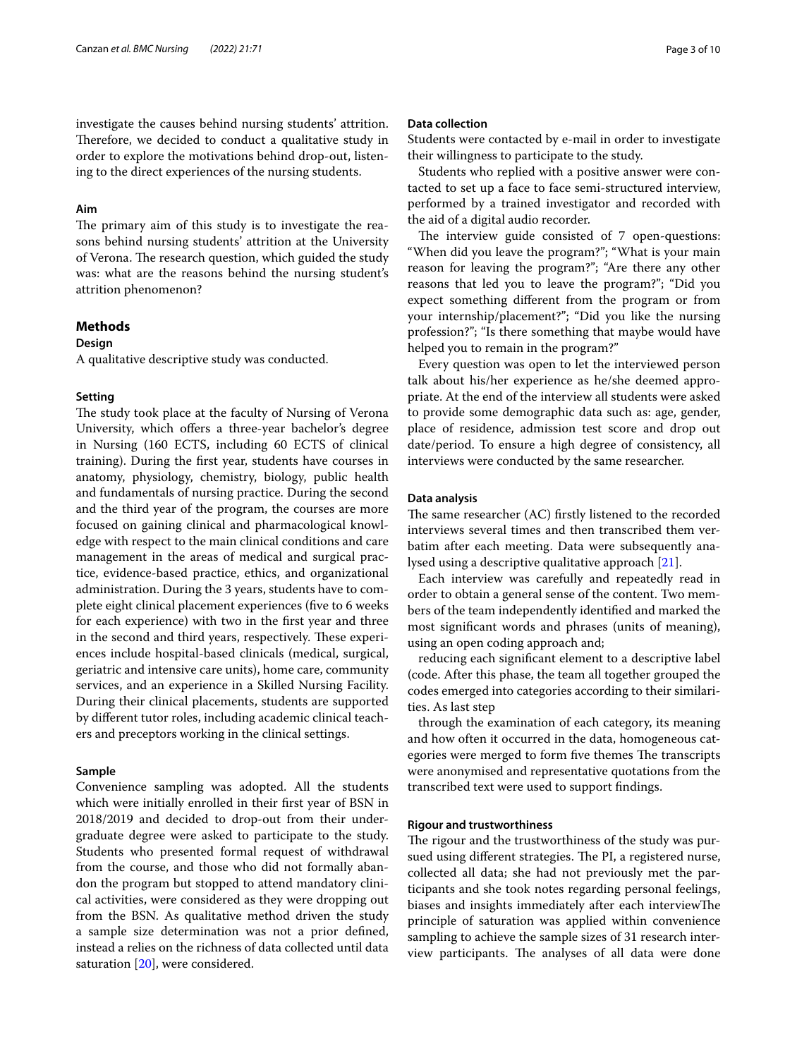investigate the causes behind nursing students' attrition. Therefore, we decided to conduct a qualitative study in order to explore the motivations behind drop-out, listening to the direct experiences of the nursing students.

### Aim

The primary aim of this study is to investigate the reasons behind nursing students' attrition at the University of Verona. The research question, which guided the study was: what are the reasons behind the nursing student's attrition phenomenon?

## Methods

### Design

A qualitative descriptive study was conducted.

### Setting

The study took place at the faculty of Nursing of Verona University, which offers a three-year bachelor's degree in Nursing (160 ECTS, including 60 ECTS of clinical training). During the first year, students have courses in anatomy, physiology, chemistry, biology, public health and fundamentals of nursing practice. During the second and the third year of the program, the courses are more focused on gaining clinical and pharmacological knowledge with respect to the main clinical conditions and care management in the areas of medical and surgical practice, evidence-based practice, ethics, and organizational administration. During the 3 years, students have to complete eight clinical placement experiences (five to 6 weeks for each experience) with two in the first year and three in the second and third years, respectively. These experiences include hospital-based clinicals (medical, surgical, geriatric and intensive care units), home care, community services, and an experience in a Skilled Nursing Facility. During their clinical placements, students are supported by different tutor roles, including academic clinical teachers and preceptors working in the clinical settings.

### Sample

Convenience sampling was adopted. All the students which were initially enrolled in their first year of BSN in 2018/2019 and decided to drop-out from their undergraduate degree were asked to participate to the study. Students who presented formal request of withdrawal from the course, and those who did not formally abandon the program but stopped to attend mandatory clinical activities, were considered as they were dropping out from the BSN. As qualitative method driven the study a sample size determination was not a prior defined, instead a relies on the richness of data collected until data saturation [20], were considered.

### Data collection

Students were contacted by e-mail in order to investigate their willingness to participate to the study.

Students who replied with a positive answer were contacted to set up a face to face semi-structured interview, performed by a trained investigator and recorded with the aid of a digital audio recorder.

The interview guide consisted of 7 open-questions: "When did you leave the program?"; "What is your main reason for leaving the program?"; "Are there any other reasons that led you to leave the program?"; "Did you expect something different from the program or from your internship/placement?"; "Did you like the nursing profession?"; "Is there something that maybe would have helped you to remain in the program?"

Every question was open to let the interviewed person talk about his/her experience as he/she deemed appropriate. At the end of the interview all students were asked to provide some demographic data such as: age, gender, place of residence, admission test score and drop out date/period. To ensure a high degree of consistency, all interviews were conducted by the same researcher.

### Data analysis

The same researcher (AC) firstly listened to the recorded interviews several times and then transcribed them verbatim after each meeting. Data were subsequently analysed using a descriptive qualitative approach [21].

Each interview was carefully and repeatedly read in order to obtain a general sense of the content. Two members of the team independently identified and marked the most significant words and phrases (units of meaning), using an open coding approach and;

reducing each significant element to a descriptive label (code. After this phase, the team all together grouped the codes emerged into categories according to their similarities. As last step

through the examination of each category, its meaning and how often it occurred in the data, homogeneous categories were merged to form five themes The transcripts were anonymised and representative quotations from the transcribed text were used to support findings.

### Rigour and trustworthiness

The rigour and the trustworthiness of the study was pursued using different strategies. The PI, a registered nurse, collected all data; she had not previously met the participants and she took notes regarding personal feelings, biases and insights immediately after each interviewThe principle of saturation was applied within convenience sampling to achieve the sample sizes of 31 research interview participants. The analyses of all data were done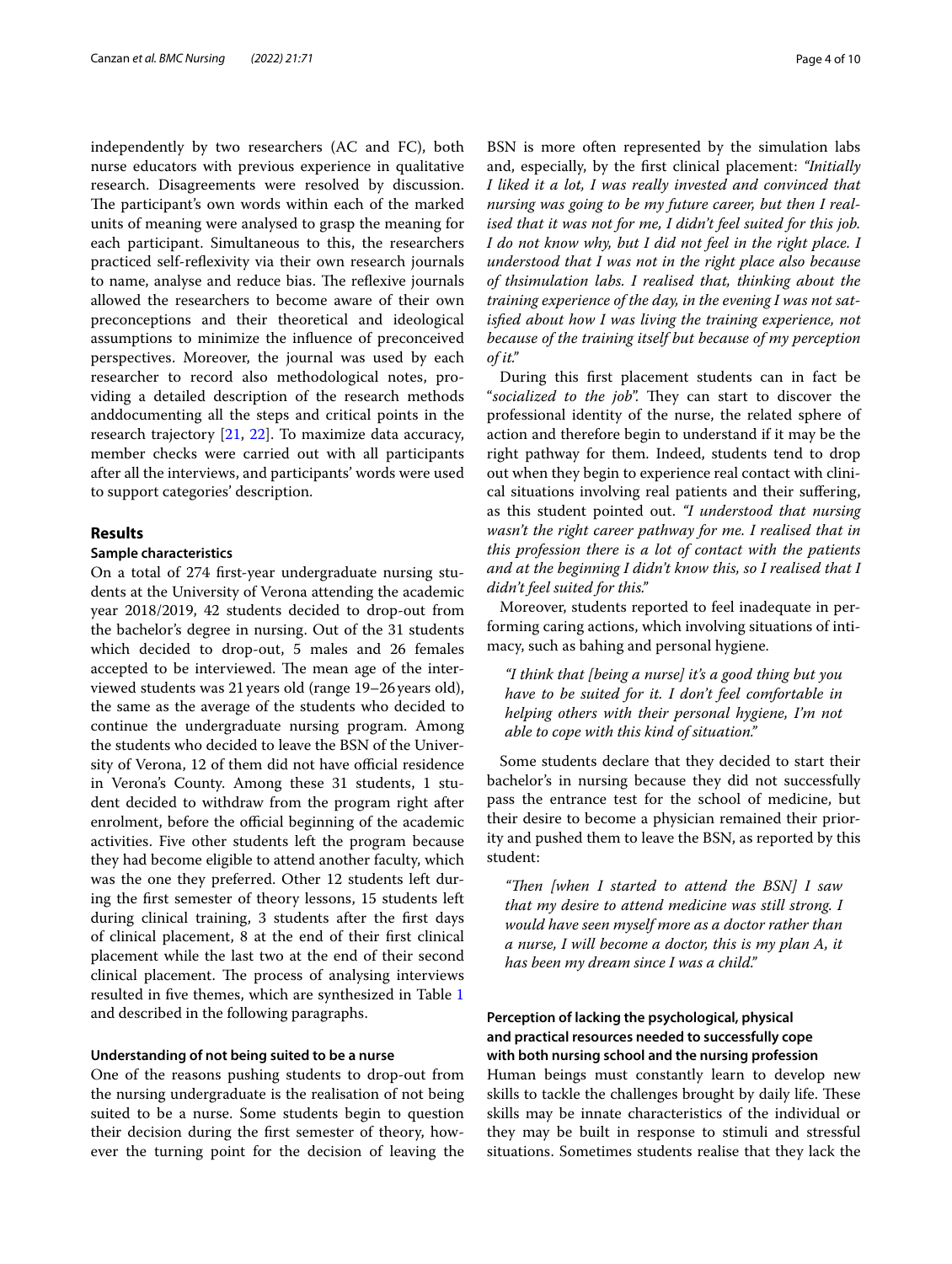independently by two researchers (AC and FC), both nurse educators with previous experience in qualitative research. Disagreements were resolved by discussion. The participant's own words within each of the marked units of meaning were analysed to grasp the meaning for each participant. Simultaneous to this, the researchers practiced self-reflexivity via their own research journals to name, analyse and reduce bias. The reflexive journals allowed the researchers to become aware of their own preconceptions and their theoretical and ideological assumptions to minimize the influence of preconceived perspectives. Moreover, the journal was used by each researcher to record also methodological notes, providing a detailed description of the research methods anddocumenting all the steps and critical points in the research trajectory [21, 22]. To maximize data accuracy, member checks were carried out with all participants after all the interviews, and participants' words were used to support categories' description.

## Results

### Sample characteristics

On a total of 274 first-year undergraduate nursing students at the University of Verona attending the academic year 2018/2019, 42 students decided to drop-out from the bachelor's degree in nursing. Out of the 31 students which decided to drop-out, 5 males and 26 females accepted to be interviewed. The mean age of the interviewed students was 21 years old (range 19–26 years old), the same as the average of the students who decided to continue the undergraduate nursing program. Among the students who decided to leave the BSN of the University of Verona, 12 of them did not have official residence in Verona's County. Among these 31 students, 1 student decided to withdraw from the program right after enrolment, before the official beginning of the academic activities. Five other students left the program because they had become eligible to attend another faculty, which was the one they preferred. Other 12 students left during the first semester of theory lessons, 15 students left during clinical training, 3 students after the first days of clinical placement, 8 at the end of their first clinical placement while the last two at the end of their second clinical placement. The process of analysing interviews resulted in five themes, which are synthesized in Table 1 and described in the following paragraphs.

### Understanding of not being suited to be a nurse

One of the reasons pushing students to drop-out from the nursing undergraduate is the realisation of not being suited to be a nurse. Some students begin to question their decision during the first semester of theory, however the turning point for the decision of leaving the BSN is more often represented by the simulation labs and, especially, by the first clinical placement: *"Initially I liked it a lot, I was really invested and convinced that nursing was going to be my future career, but then I realised that it was not for me, I didn't feel suited for this job. I do not know why, but I did not feel in the right place. I understood that I was not in the right place also because of thsimulation labs. I realised that, thinking about the training experience of the day, in the evening I was not satisfied about how I was living the training experience, not because of the training itself but because of my perception of it."*

During this first placement students can in fact be "*socialized to the job*". They can start to discover the professional identity of the nurse, the related sphere of action and therefore begin to understand if it may be the right pathway for them. Indeed, students tend to drop out when they begin to experience real contact with clinical situations involving real patients and their suffering, as this student pointed out. *"I understood that nursing wasn't the right career pathway for me. I realised that in this profession there is a lot of contact with the patients and at the beginning I didn't know this, so I realised that I didn't feel suited for this."*

Moreover, students reported to feel inadequate in performing caring actions, which involving situations of intimacy, such as bahing and personal hygiene.

> *"I think that [being a nurse] it's a good thing but you have to be suited for it. I don't feel comfortable in helping others with their personal hygiene, I'm not able to cope with this kind of situation."*

Some students declare that they decided to start their bachelor's in nursing because they did not successfully pass the entrance test for the school of medicine, but their desire to become a physician remained their priority and pushed them to leave the BSN, as reported by this student:

> *"Then [when I started to attend the BSN] I saw that my desire to attend medicine was still strong. I would have seen myself more as a doctor rather than a nurse, I will become a doctor, this is my plan A, it has been my dream since I was a child."*

### Perception of lacking the psychological, physical and practical resources needed to successfully cope with both nursing school and the nursing profession

Human beings must constantly learn to develop new skills to tackle the challenges brought by daily life. These skills may be innate characteristics of the individual or they may be built in response to stimuli and stressful situations. Sometimes students realise that they lack the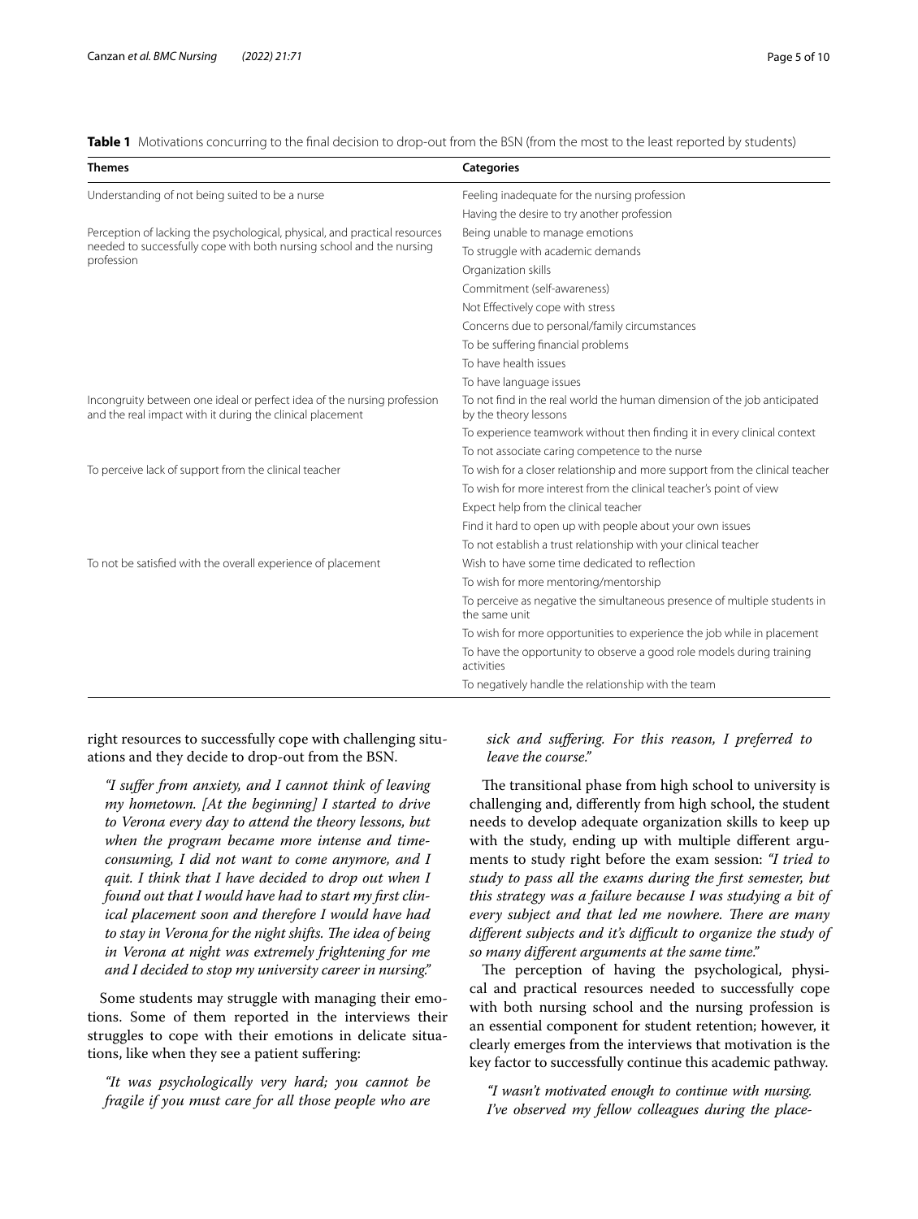**Table 1** Motivations concurring to the final decision to drop-out from the BSN (from the most to the least reported by students)

| Themes | Categories |
| --- | --- |
| Understanding of not being suited to be a nurse | Feeling inadequate for the nursing profession |
| | Having the desire to try another profession |
| Perception of lacking the psychological, physical, and practical resources needed to successfully cope with both nursing school and the nursing profession | Being unable to manage emotions |
| | To struggle with academic demands |
| | Organization skills |
| | Commitment (self-awareness) |
| | Not Effectively cope with stress |
| | Concerns due to personal/family circumstances |
| | To be suffering financial problems |
| | To have health issues |
| | To have language issues |
| Incongruity between one ideal or perfect idea of the nursing profession and the real impact with it during the clinical placement | To not find in the real world the human dimension of the job anticipated by the theory lessons |
| | To experience teamwork without then finding it in every clinical context |
| | To not associate caring competence to the nurse |
| To perceive lack of support from the clinical teacher | To wish for a closer relationship and more support from the clinical teacher |
| | To wish for more interest from the clinical teacher's point of view |
| | Expect help from the clinical teacher |
| | Find it hard to open up with people about your own issues |
| | To not establish a trust relationship with your clinical teacher |
| To not be satisfied with the overall experience of placement | Wish to have some time dedicated to reflection |
| | To wish for more mentoring/mentorship |
| | To perceive as negative the simultaneous presence of multiple students in the same unit |
| | To wish for more opportunities to experience the job while in placement |
| | To have the opportunity to observe a good role models during training activities |
| | To negatively handle the relationship with the team |

right resources to successfully cope with challenging situations and they decide to drop-out from the BSN.

> *"I suffer from anxiety, and I cannot think of leaving my hometown. [At the beginning] I started to drive to Verona every day to attend the theory lessons, but when the program became more intense and time-consuming, I did not want to come anymore, and I quit. I think that I have decided to drop out when I found out that I would have had to start my first clinical placement soon and therefore I would have had to stay in Verona for the night shifts. The idea of being in Verona at night was extremely frightening for me and I decided to stop my university career in nursing."*

Some students may struggle with managing their emotions. Some of them reported in the interviews their struggles to cope with their emotions in delicate situations, like when they see a patient suffering:

> *"It was psychologically very hard; you cannot be fragile if you must care for all those people who are sick and suffering. For this reason, I preferred to leave the course."*

The transitional phase from high school to university is challenging and, differently from high school, the student needs to develop adequate organization skills to keep up with the study, ending up with multiple different arguments to study right before the exam session: *"I tried to study to pass all the exams during the first semester, but this strategy was a failure because I was studying a bit of every subject and that led me nowhere. There are many different subjects and it's difficult to organize the study of so many different arguments at the same time."*

The perception of having the psychological, physical and practical resources needed to successfully cope with both nursing school and the nursing profession is an essential component for student retention; however, it clearly emerges from the interviews that motivation is the key factor to successfully continue this academic pathway.

> *"I wasn't motivated enough to continue with nursing. I've observed my fellow colleagues during the place-*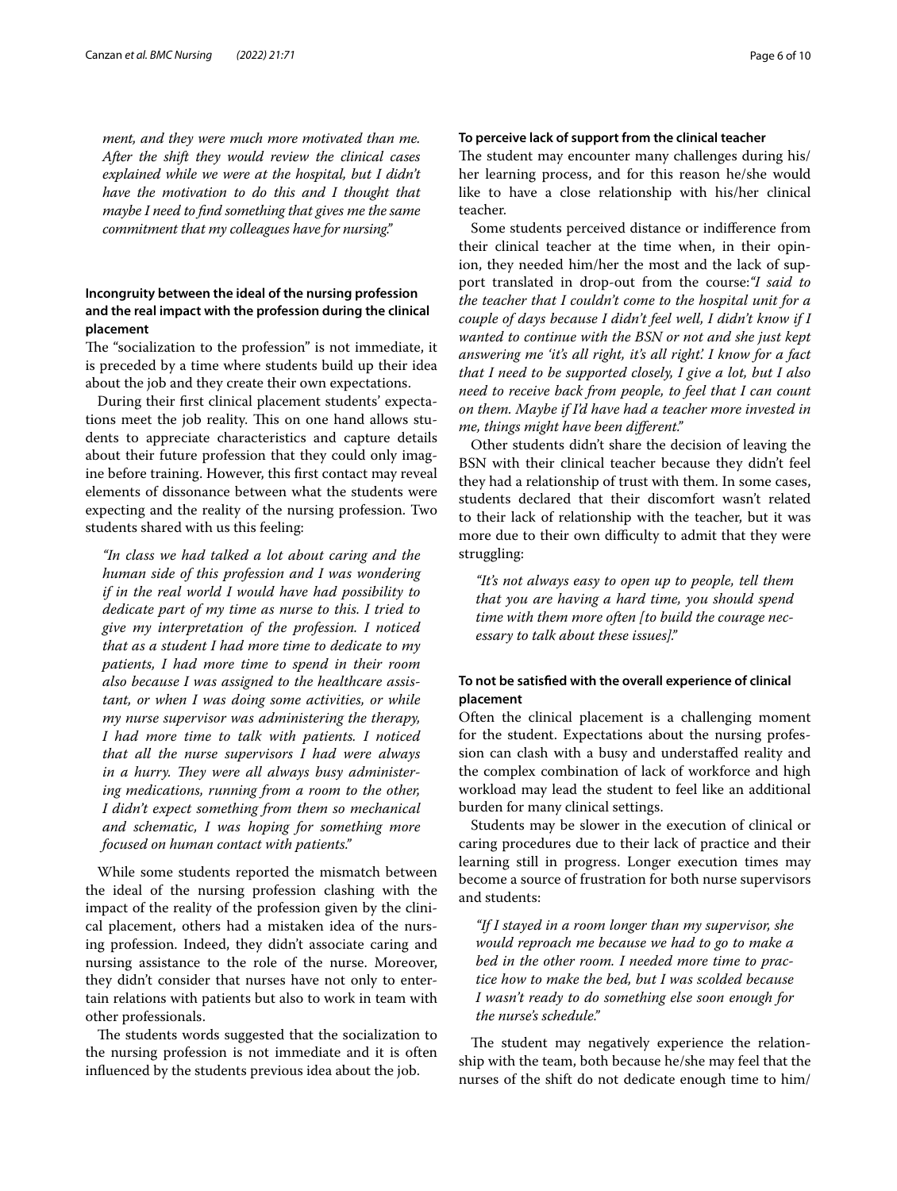*ment, and they were much more motivated than me. After the shift they would review the clinical cases explained while we were at the hospital, but I didn't have the motivation to do this and I thought that maybe I need to find something that gives me the same commitment that my colleagues have for nursing."*

### Incongruity between the ideal of the nursing profession and the real impact with the profession during the clinical placement

The "socialization to the profession" is not immediate, it is preceded by a time where students build up their idea about the job and they create their own expectations.

During their first clinical placement students' expectations meet the job reality. This on one hand allows students to appreciate characteristics and capture details about their future profession that they could only imagine before training. However, this first contact may reveal elements of dissonance between what the students were expecting and the reality of the nursing profession. Two students shared with us this feeling:

> *"In class we had talked a lot about caring and the human side of this profession and I was wondering if in the real world I would have had possibility to dedicate part of my time as nurse to this. I tried to give my interpretation of the profession. I noticed that as a student I had more time to dedicate to my patients, I had more time to spend in their room also because I was assigned to the healthcare assistant, or when I was doing some activities, or while my nurse supervisor was administering the therapy, I had more time to talk with patients. I noticed that all the nurse supervisors I had were always in a hurry. They were all always busy administering medications, running from a room to the other, I didn't expect something from them so mechanical and schematic, I was hoping for something more focused on human contact with patients."*

While some students reported the mismatch between the ideal of the nursing profession clashing with the impact of the reality of the profession given by the clinical placement, others had a mistaken idea of the nursing profession. Indeed, they didn't associate caring and nursing assistance to the role of the nurse. Moreover, they didn't consider that nurses have not only to entertain relations with patients but also to work in team with other professionals.

The students words suggested that the socialization to the nursing profession is not immediate and it is often influenced by the students previous idea about the job.

### To perceive lack of support from the clinical teacher

The student may encounter many challenges during his/her learning process, and for this reason he/she would like to have a close relationship with his/her clinical teacher.

Some students perceived distance or indifference from their clinical teacher at the time when, in their opinion, they needed him/her the most and the lack of support translated in drop-out from the course:*"I said to the teacher that I couldn't come to the hospital unit for a couple of days because I didn't feel well, I didn't know if I wanted to continue with the BSN or not and she just kept answering me 'it's all right, it's all right'. I know for a fact that I need to be supported closely, I give a lot, but I also need to receive back from people, to feel that I can count on them. Maybe if I'd have had a teacher more invested in me, things might have been different."*

Other students didn't share the decision of leaving the BSN with their clinical teacher because they didn't feel they had a relationship of trust with them. In some cases, students declared that their discomfort wasn't related to their lack of relationship with the teacher, but it was more due to their own difficulty to admit that they were struggling:

> *"It's not always easy to open up to people, tell them that you are having a hard time, you should spend time with them more often [to build the courage necessary to talk about these issues]."*

### To not be satisfied with the overall experience of clinical placement

Often the clinical placement is a challenging moment for the student. Expectations about the nursing profession can clash with a busy and understaffed reality and the complex combination of lack of workforce and high workload may lead the student to feel like an additional burden for many clinical settings.

Students may be slower in the execution of clinical or caring procedures due to their lack of practice and their learning still in progress. Longer execution times may become a source of frustration for both nurse supervisors and students:

> *"If I stayed in a room longer than my supervisor, she would reproach me because we had to go to make a bed in the other room. I needed more time to practice how to make the bed, but I was scolded because I wasn't ready to do something else soon enough for the nurse's schedule."*

The student may negatively experience the relationship with the team, both because he/she may feel that the nurses of the shift do not dedicate enough time to him/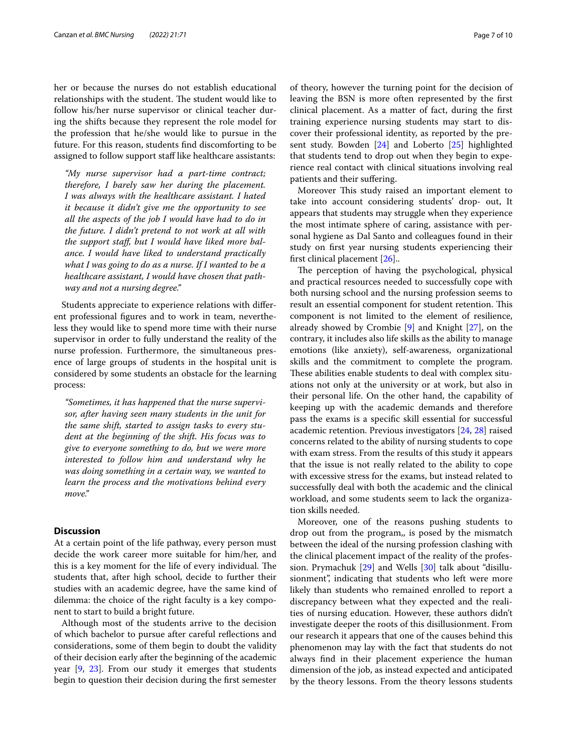her or because the nurses do not establish educational relationships with the student. The student would like to follow his/her nurse supervisor or clinical teacher during the shifts because they represent the role model for the profession that he/she would like to pursue in the future. For this reason, students find discomforting to be assigned to follow support staff like healthcare assistants:

> *"My nurse supervisor had a part-time contract; therefore, I barely saw her during the placement. I was always with the healthcare assistant. I hated it because it didn't give me the opportunity to see all the aspects of the job I would have had to do in the future. I didn't pretend to not work at all with the support staff, but I would have liked more balance. I would have liked to understand practically what I was going to do as a nurse. If I wanted to be a healthcare assistant, I would have chosen that pathway and not a nursing degree."*

Students appreciate to experience relations with different professional figures and to work in team, nevertheless they would like to spend more time with their nurse supervisor in order to fully understand the reality of the nurse profession. Furthermore, the simultaneous presence of large groups of students in the hospital unit is considered by some students an obstacle for the learning process:

> *"Sometimes, it has happened that the nurse supervisor, after having seen many students in the unit for the same shift, started to assign tasks to every student at the beginning of the shift. His focus was to give to everyone something to do, but we were more interested to follow him and understand why he was doing something in a certain way, we wanted to learn the process and the motivations behind every move."*

## Discussion

At a certain point of the life pathway, every person must decide the work career more suitable for him/her, and this is a key moment for the life of every individual. The students that, after high school, decide to further their studies with an academic degree, have the same kind of dilemma: the choice of the right faculty is a key component to start to build a bright future.

Although most of the students arrive to the decision of which bachelor to pursue after careful reflections and considerations, some of them begin to doubt the validity of their decision early after the beginning of the academic year [9, 23]. From our study it emerges that students begin to question their decision during the first semester of theory, however the turning point for the decision of leaving the BSN is more often represented by the first clinical placement. As a matter of fact, during the first training experience nursing students may start to discover their professional identity, as reported by the present study. Bowden [24] and Loberto [25] highlighted that students tend to drop out when they begin to experience real contact with clinical situations involving real patients and their suffering.

Moreover This study raised an important element to take into account considering students' drop- out, It appears that students may struggle when they experience the most intimate sphere of caring, assistance with personal hygiene as Dal Santo and colleagues found in their study on first year nursing students experiencing their first clinical placement [26]..

The perception of having the psychological, physical and practical resources needed to successfully cope with both nursing school and the nursing profession seems to result an essential component for student retention. This component is not limited to the element of resilience, already showed by Crombie [9] and Knight [27], on the contrary, it includes also life skills as the ability to manage emotions (like anxiety), self-awareness, organizational skills and the commitment to complete the program. These abilities enable students to deal with complex situations not only at the university or at work, but also in their personal life. On the other hand, the capability of keeping up with the academic demands and therefore pass the exams is a specific skill essential for successful academic retention. Previous investigators [24, 28] raised concerns related to the ability of nursing students to cope with exam stress. From the results of this study it appears that the issue is not really related to the ability to cope with excessive stress for the exams, but instead related to successfully deal with both the academic and the clinical workload, and some students seem to lack the organization skills needed.

Moreover, one of the reasons pushing students to drop out from the program,, is posed by the mismatch between the ideal of the nursing profession clashing with the clinical placement impact of the reality of the profession. Prymachuk [29] and Wells [30] talk about "disillusionment", indicating that students who left were more likely than students who remained enrolled to report a discrepancy between what they expected and the realities of nursing education. However, these authors didn't investigate deeper the roots of this disillusionment. From our research it appears that one of the causes behind this phenomenon may lay with the fact that students do not always find in their placement experience the human dimension of the job, as instead expected and anticipated by the theory lessons. From the theory lessons students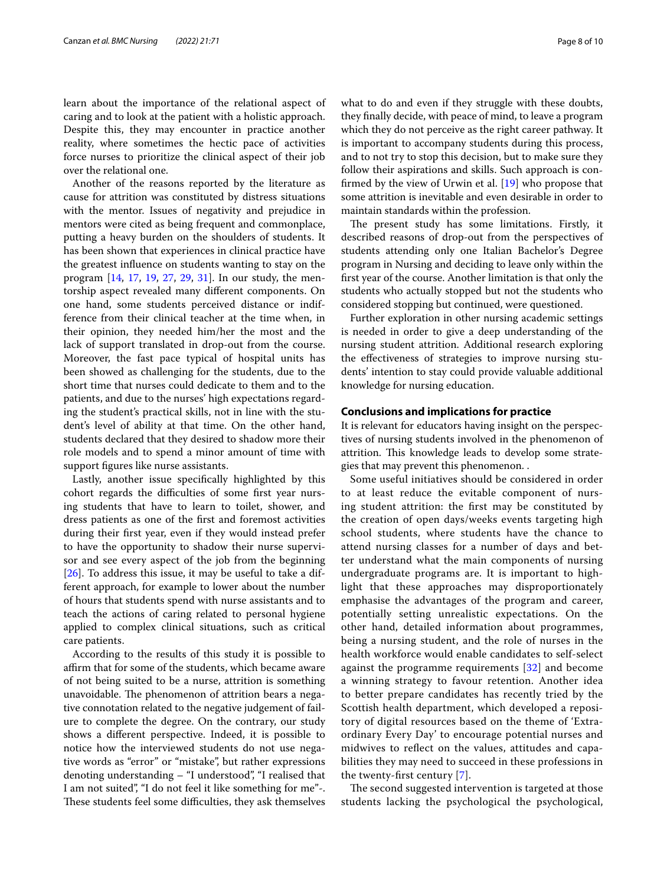learn about the importance of the relational aspect of caring and to look at the patient with a holistic approach. Despite this, they may encounter in practice another reality, where sometimes the hectic pace of activities force nurses to prioritize the clinical aspect of their job over the relational one.

Another of the reasons reported by the literature as cause for attrition was constituted by distress situations with the mentor. Issues of negativity and prejudice in mentors were cited as being frequent and commonplace, putting a heavy burden on the shoulders of students. It has been shown that experiences in clinical practice have the greatest influence on students wanting to stay on the program [14, 17, 19, 27, 29, 31]. In our study, the mentorship aspect revealed many different components. On one hand, some students perceived distance or indifference from their clinical teacher at the time when, in their opinion, they needed him/her the most and the lack of support translated in drop-out from the course. Moreover, the fast pace typical of hospital units has been showed as challenging for the students, due to the short time that nurses could dedicate to them and to the patients, and due to the nurses' high expectations regarding the student's practical skills, not in line with the student's level of ability at that time. On the other hand, students declared that they desired to shadow more their role models and to spend a minor amount of time with support figures like nurse assistants.

Lastly, another issue specifically highlighted by this cohort regards the difficulties of some first year nursing students that have to learn to toilet, shower, and dress patients as one of the first and foremost activities during their first year, even if they would instead prefer to have the opportunity to shadow their nurse supervisor and see every aspect of the job from the beginning [26]. To address this issue, it may be useful to take a different approach, for example to lower about the number of hours that students spend with nurse assistants and to teach the actions of caring related to personal hygiene applied to complex clinical situations, such as critical care patients.

According to the results of this study it is possible to affirm that for some of the students, which became aware of not being suited to be a nurse, attrition is something unavoidable. The phenomenon of attrition bears a negative connotation related to the negative judgement of failure to complete the degree. On the contrary, our study shows a different perspective. Indeed, it is possible to notice how the interviewed students do not use negative words as "error" or "mistake", but rather expressions denoting understanding – "I understood", "I realised that I am not suited", "I do not feel it like something for me"-. These students feel some difficulties, they ask themselves what to do and even if they struggle with these doubts, they finally decide, with peace of mind, to leave a program which they do not perceive as the right career pathway. It is important to accompany students during this process, and to not try to stop this decision, but to make sure they follow their aspirations and skills. Such approach is confirmed by the view of Urwin et al. [19] who propose that some attrition is inevitable and even desirable in order to maintain standards within the profession.

The present study has some limitations. Firstly, it described reasons of drop-out from the perspectives of students attending only one Italian Bachelor's Degree program in Nursing and deciding to leave only within the first year of the course. Another limitation is that only the students who actually stopped but not the students who considered stopping but continued, were questioned.

Further exploration in other nursing academic settings is needed in order to give a deep understanding of the nursing student attrition. Additional research exploring the effectiveness of strategies to improve nursing students' intention to stay could provide valuable additional knowledge for nursing education.

## Conclusions and implications for practice

It is relevant for educators having insight on the perspectives of nursing students involved in the phenomenon of attrition. This knowledge leads to develop some strategies that may prevent this phenomenon. .

Some useful initiatives should be considered in order to at least reduce the evitable component of nursing student attrition: the first may be constituted by the creation of open days/weeks events targeting high school students, where students have the chance to attend nursing classes for a number of days and better understand what the main components of nursing undergraduate programs are. It is important to highlight that these approaches may disproportionately emphasise the advantages of the program and career, potentially setting unrealistic expectations. On the other hand, detailed information about programmes, being a nursing student, and the role of nurses in the health workforce would enable candidates to self-select against the programme requirements [32] and become a winning strategy to favour retention. Another idea to better prepare candidates has recently tried by the Scottish health department, which developed a repository of digital resources based on the theme of 'Extraordinary Every Day' to encourage potential nurses and midwives to reflect on the values, attitudes and capabilities they may need to succeed in these professions in the twenty-first century [7].

The second suggested intervention is targeted at those students lacking the psychological the psychological,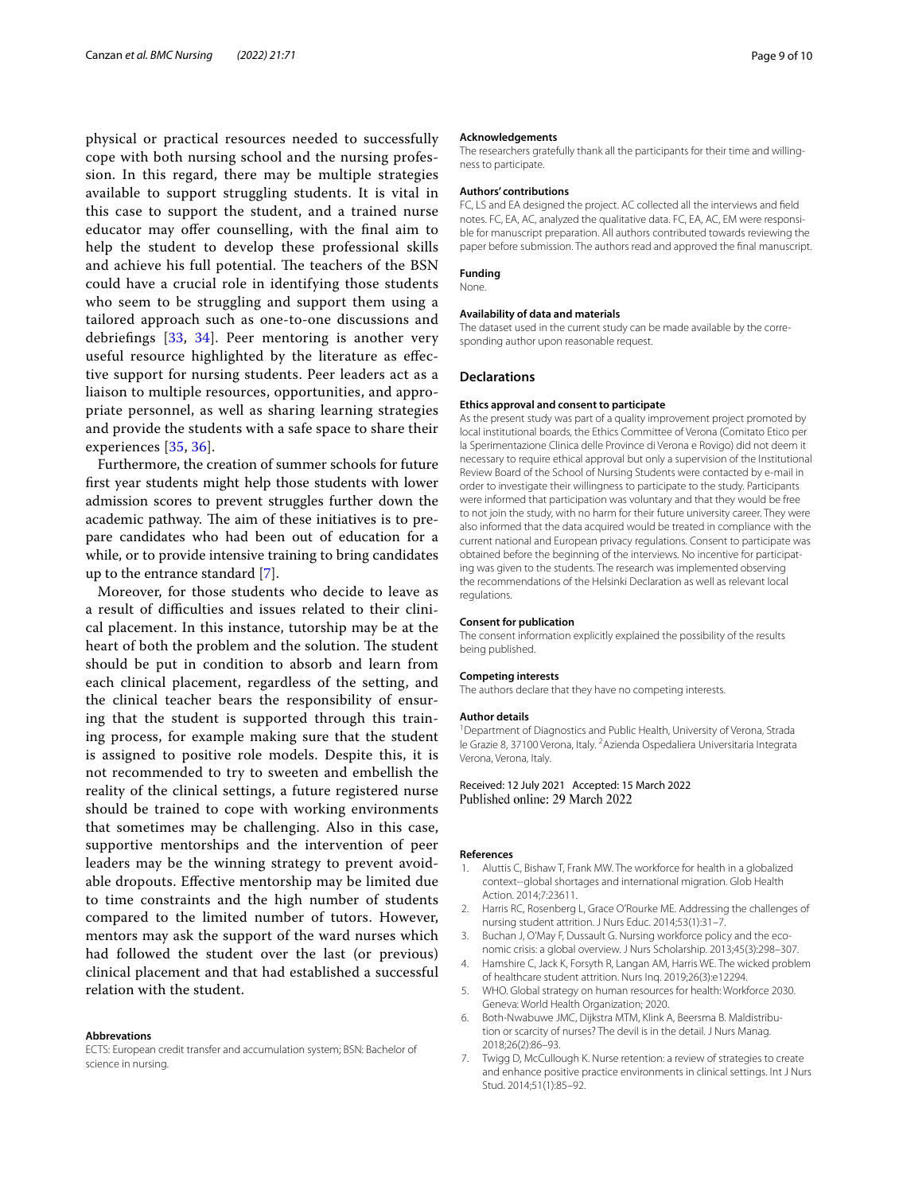physical or practical resources needed to successfully cope with both nursing school and the nursing profession. In this regard, there may be multiple strategies available to support struggling students. It is vital in this case to support the student, and a trained nurse educator may offer counselling, with the final aim to help the student to develop these professional skills and achieve his full potential. The teachers of the BSN could have a crucial role in identifying those students who seem to be struggling and support them using a tailored approach such as one-to-one discussions and debriefings [33, 34]. Peer mentoring is another very useful resource highlighted by the literature as effective support for nursing students. Peer leaders act as a liaison to multiple resources, opportunities, and appropriate personnel, as well as sharing learning strategies and provide the students with a safe space to share their experiences [35, 36].

Furthermore, the creation of summer schools for future first year students might help those students with lower admission scores to prevent struggles further down the academic pathway. The aim of these initiatives is to prepare candidates who had been out of education for a while, or to provide intensive training to bring candidates up to the entrance standard [7].

Moreover, for those students who decide to leave as a result of difficulties and issues related to their clinical placement. In this instance, tutorship may be at the heart of both the problem and the solution. The student should be put in condition to absorb and learn from each clinical placement, regardless of the setting, and the clinical teacher bears the responsibility of ensuring that the student is supported through this training process, for example making sure that the student is assigned to positive role models. Despite this, it is not recommended to try to sweeten and embellish the reality of the clinical settings, a future registered nurse should be trained to cope with working environments that sometimes may be challenging. Also in this case, supportive mentorships and the intervention of peer leaders may be the winning strategy to prevent avoidable dropouts. Effective mentorship may be limited due to time constraints and the high number of students compared to the limited number of tutors. However, mentors may ask the support of the ward nurses which had followed the student over the last (or previous) clinical placement and that had established a successful relation with the student.

#### Abbrevations

ECTS: European credit transfer and accumulation system; BSN: Bachelor of science in nursing.

#### Acknowledgements

The researchers gratefully thank all the participants for their time and willingness to participate.

#### Authors' contributions

FC, LS and EA designed the project. AC collected all the interviews and field notes. FC, EA, AC, analyzed the qualitative data. FC, EA, AC, EM were responsible for manuscript preparation. All authors contributed towards reviewing the paper before submission. The authors read and approved the final manuscript.

#### Funding

None.

#### Availability of data and materials

The dataset used in the current study can be made available by the corresponding author upon reasonable request.

## Declarations

#### Ethics approval and consent to participate

As the present study was part of a quality improvement project promoted by local institutional boards, the Ethics Committee of Verona (Comitato Etico per la Sperimentazione Clinica delle Province di Verona e Rovigo) did not deem it necessary to require ethical approval but only a supervision of the Institutional Review Board of the School of Nursing Students were contacted by e-mail in order to investigate their willingness to participate to the study. Participants were informed that participation was voluntary and that they would be free to not join the study, with no harm for their future university career. They were also informed that the data acquired would be treated in compliance with the current national and European privacy regulations. Consent to participate was obtained before the beginning of the interviews. No incentive for participating was given to the students. The research was implemented observing the recommendations of the Helsinki Declaration as well as relevant local regulations.

#### Consent for publication

The consent information explicitly explained the possibility of the results being published.

#### Competing interests

The authors declare that they have no competing interests.

#### Author details

[1]Department of Diagnostics and Public Health, University of Verona, Strada le Grazie 8, 37100 Verona, Italy. [2]Azienda Ospedaliera Universitaria Integrata Verona, Verona, Italy.

Received: 12 July 2021 Accepted: 15 March 2022
Published online: 29 March 2022

#### References

1. Aluttis C, Bishaw T, Frank MW. The workforce for health in a globalized context--global shortages and international migration. Glob Health Action. 2014;7:23611.
2. Harris RC, Rosenberg L, Grace O'Rourke ME. Addressing the challenges of nursing student attrition. J Nurs Educ. 2014;53(1):31–7.
3. Buchan J, O'May F, Dussault G. Nursing workforce policy and the economic crisis: a global overview. J Nurs Scholarship. 2013;45(3):298–307.
4. Hamshire C, Jack K, Forsyth R, Langan AM, Harris WE. The wicked problem of healthcare student attrition. Nurs Inq. 2019;26(3):e12294.
5. WHO. Global strategy on human resources for health: Workforce 2030. Geneva: World Health Organization; 2020.
6. Both-Nwabuwe JMC, Dijkstra MTM, Klink A, Beersma B. Maldistribution or scarcity of nurses? The devil is in the detail. J Nurs Manag. 2018;26(2):86–93.
7. Twigg D, McCullough K. Nurse retention: a review of strategies to create and enhance positive practice environments in clinical settings. Int J Nurs Stud. 2014;51(1):85–92.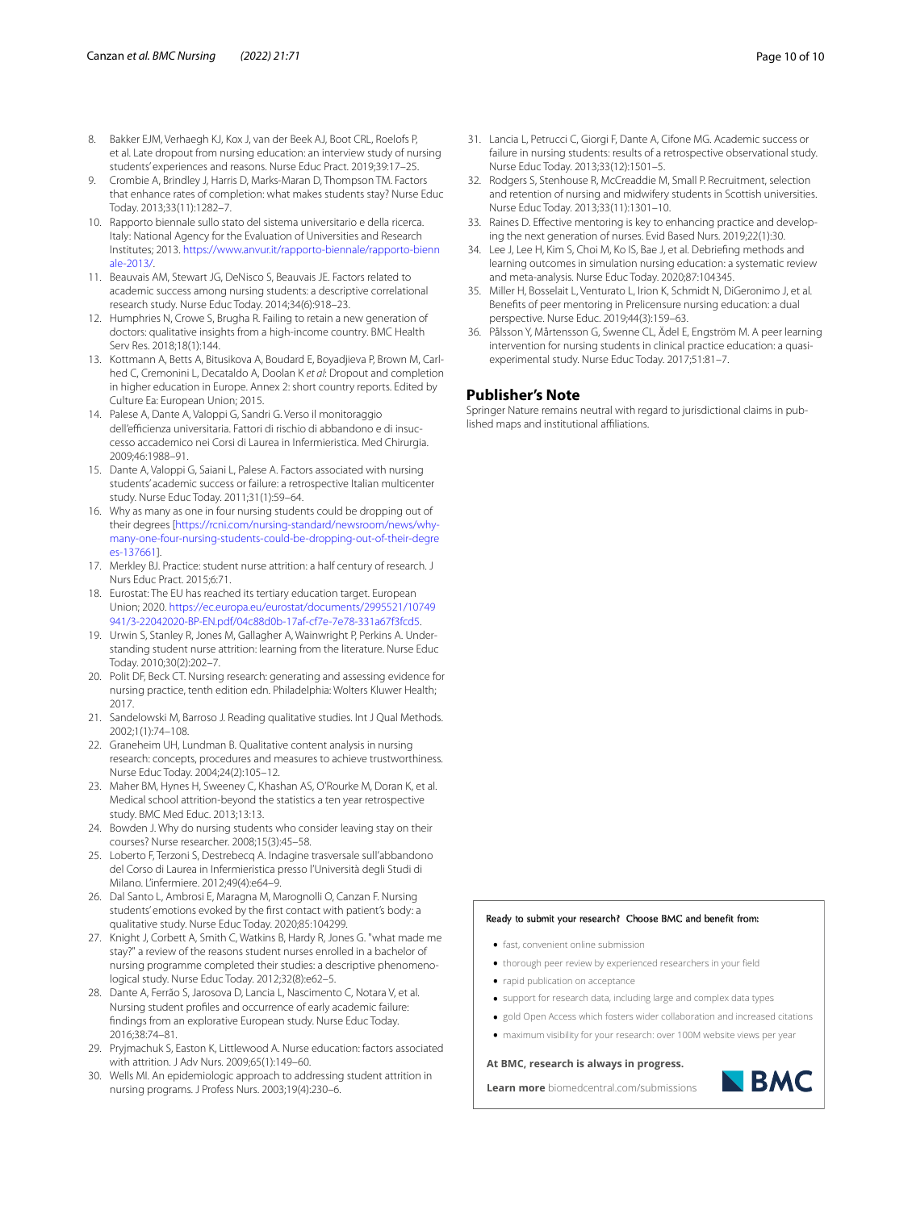8. Bakker EJM, Verhaegh KJ, Kox J, van der Beek AJ, Boot CRL, Roelofs P, et al. Late dropout from nursing education: an interview study of nursing students' experiences and reasons. Nurse Educ Pract. 2019;39:17–25.
9. Crombie A, Brindley J, Harris D, Marks-Maran D, Thompson TM. Factors that enhance rates of completion: what makes students stay? Nurse Educ Today. 2013;33(11):1282–7.
10. Rapporto biennale sullo stato del sistema universitario e della ricerca. Italy: National Agency for the Evaluation of Universities and Research Institutes; 2013. https://www.anvur.it/rapporto-biennale/rapporto-biennale-2013/.
11. Beauvais AM, Stewart JG, DeNisco S, Beauvais JE. Factors related to academic success among nursing students: a descriptive correlational research study. Nurse Educ Today. 2014;34(6):918–23.
12. Humphries N, Crowe S, Brugha R. Failing to retain a new generation of doctors: qualitative insights from a high-income country. BMC Health Serv Res. 2018;18(1):144.
13. Kottmann A, Betts A, Bitusikova A, Boudard E, Boyadjieva P, Brown M, Carlhed C, Cremonini L, Decataldo A, Doolan K *et al*: Dropout and completion in higher education in Europe. Annex 2: short country reports. Edited by Culture Ea: European Union; 2015.
14. Palese A, Dante A, Valoppi G, Sandri G. Verso il monitoraggio dell'efficienza universitaria. Fattori di rischio di abbandono e di insuccesso accademico nei Corsi di Laurea in Infermieristica. Med Chirurgia. 2009;46:1988–91.
15. Dante A, Valoppi G, Saiani L, Palese A. Factors associated with nursing students' academic success or failure: a retrospective Italian multicenter study. Nurse Educ Today. 2011;31(1):59–64.
16. Why as many as one in four nursing students could be dropping out of their degrees [https://rcni.com/nursing-standard/newsroom/news/why-many-one-four-nursing-students-could-be-dropping-out-of-their-degrees-137661].
17. Merkley BJ. Practice: student nurse attrition: a half century of research. J Nurs Educ Pract. 2015;6:71.
18. Eurostat: The EU has reached its tertiary education target. European Union; 2020. https://ec.europa.eu/eurostat/documents/2995521/10749941/3-22042020-BP-EN.pdf/04c88d0b-17af-cf7e-7e78-331a67f3fcd5.
19. Urwin S, Stanley R, Jones M, Gallagher A, Wainwright P, Perkins A. Understanding student nurse attrition: learning from the literature. Nurse Educ Today. 2010;30(2):202–7.
20. Polit DF, Beck CT. Nursing research: generating and assessing evidence for nursing practice, tenth edition edn. Philadelphia: Wolters Kluwer Health; 2017.
21. Sandelowski M, Barroso J. Reading qualitative studies. Int J Qual Methods. 2002;1(1):74–108.
22. Graneheim UH, Lundman B. Qualitative content analysis in nursing research: concepts, procedures and measures to achieve trustworthiness. Nurse Educ Today. 2004;24(2):105–12.
23. Maher BM, Hynes H, Sweeney C, Khashan AS, O'Rourke M, Doran K, et al. Medical school attrition-beyond the statistics a ten year retrospective study. BMC Med Educ. 2013;13:13.
24. Bowden J. Why do nursing students who consider leaving stay on their courses? Nurse researcher. 2008;15(3):45–58.
25. Loberto F, Terzoni S, Destrebecq A. Indagine trasversale sull'abbandono del Corso di Laurea in Infermieristica presso l'Università degli Studi di Milano. L'infermiere. 2012;49(4):e64–9.
26. Dal Santo L, Ambrosi E, Maragna M, Marognolli O, Canzan F. Nursing students' emotions evoked by the first contact with patient's body: a qualitative study. Nurse Educ Today. 2020;85:104299.
27. Knight J, Corbett A, Smith C, Watkins B, Hardy R, Jones G. "what made me stay?" a review of the reasons student nurses enrolled in a bachelor of nursing programme completed their studies: a descriptive phenomenological study. Nurse Educ Today. 2012;32(8):e62–5.
28. Dante A, Ferrão S, Jarosova D, Lancia L, Nascimento C, Notara V, et al. Nursing student profiles and occurrence of early academic failure: findings from an explorative European study. Nurse Educ Today. 2016;38:74–81.
29. Pryjmachuk S, Easton K, Littlewood A. Nurse education: factors associated with attrition. J Adv Nurs. 2009;65(1):149–60.
30. Wells MI. An epidemiologic approach to addressing student attrition in nursing programs. J Profess Nurs. 2003;19(4):230–6.
31. Lancia L, Petrucci C, Giorgi F, Dante A, Cifone MG. Academic success or failure in nursing students: results of a retrospective observational study. Nurse Educ Today. 2013;33(12):1501–5.
32. Rodgers S, Stenhouse R, McCreaddie M, Small P. Recruitment, selection and retention of nursing and midwifery students in Scottish universities. Nurse Educ Today. 2013;33(11):1301–10.
33. Raines D. Effective mentoring is key to enhancing practice and developing the next generation of nurses. Evid Based Nurs. 2019;22(1):30.
34. Lee J, Lee H, Kim S, Choi M, Ko IS, Bae J, et al. Debriefing methods and learning outcomes in simulation nursing education: a systematic review and meta-analysis. Nurse Educ Today. 2020;87:104345.
35. Miller H, Bosselait L, Venturato L, Irion K, Schmidt N, DiGeronimo J, et al. Benefits of peer mentoring in Prelicensure nursing education: a dual perspective. Nurse Educ. 2019;44(3):159–63.
36. Pålsson Y, Mårtensson G, Swenne CL, Ädel E, Engström M. A peer learning intervention for nursing students in clinical practice education: a quasi-experimental study. Nurse Educ Today. 2017;51:81–7.

## Publisher's Note

Springer Nature remains neutral with regard to jurisdictional claims in published maps and institutional affiliations.

Ready to submit your research? Choose BMC and benefit from:

- fast, convenient online submission
- thorough peer review by experienced researchers in your field
- rapid publication on acceptance
- support for research data, including large and complex data types
- gold Open Access which fosters wider collaboration and increased citations
- maximum visibility for your research: over 100M website views per year

**At BMC, research is always in progress.**

**Learn more** biomedcentral.com/submissions

BMC